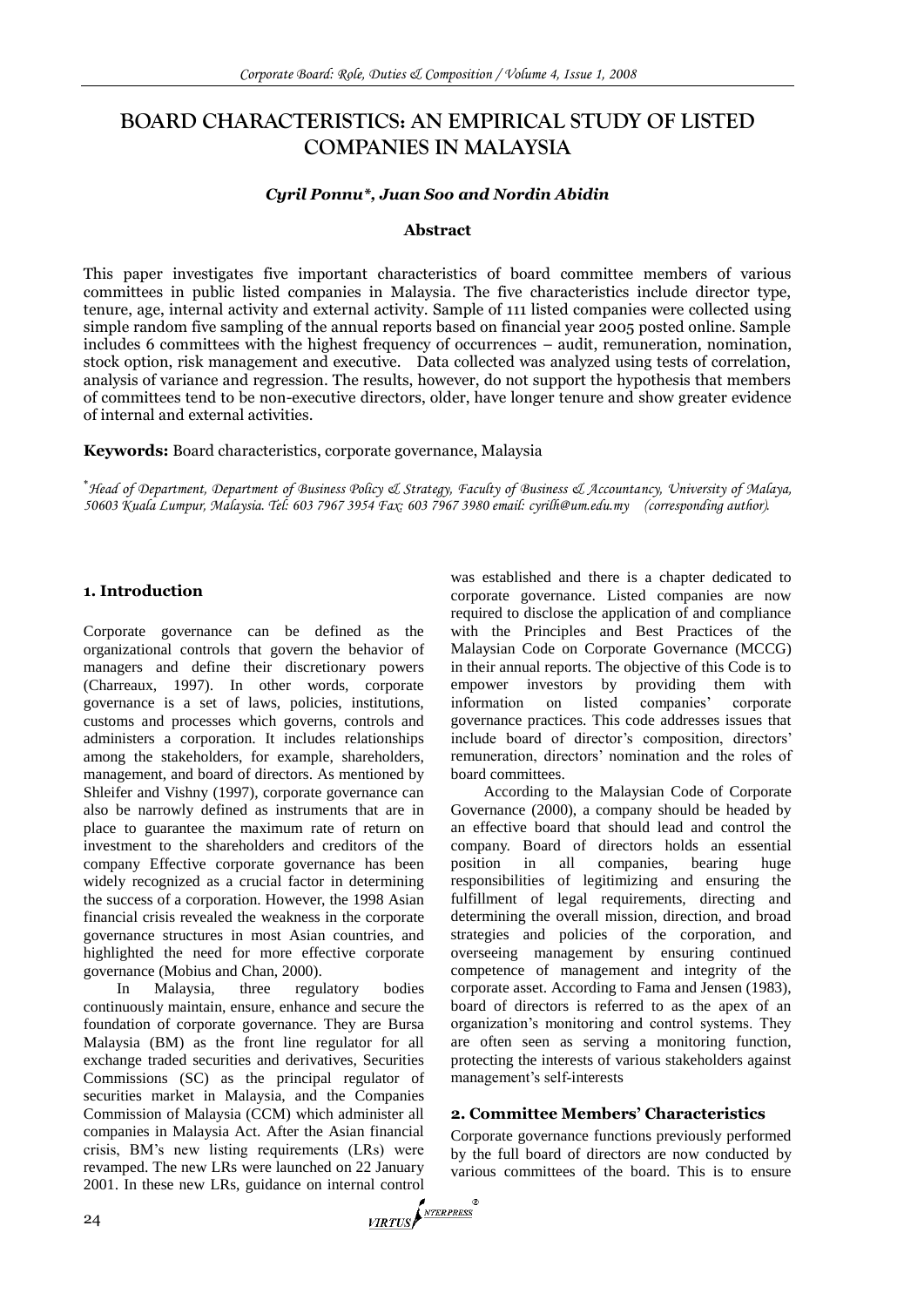# BOARD CHARACTERISTICS: AN EMPIRICAL STUDY OF LISTED COMPANIES IN MALAYSIA

***Cyril Ponnu\*, Juan Soo and Nordin Abidin***

**Abstract**

This paper investigates five important characteristics of board committee members of various committees in public listed companies in Malaysia. The five characteristics include director type, tenure, age, internal activity and external activity. Sample of 111 listed companies were collected using simple random five sampling of the annual reports based on financial year 2005 posted online. Sample includes 6 committees with the highest frequency of occurrences – audit, remuneration, nomination, stock option, risk management and executive. Data collected was analyzed using tests of correlation, analysis of variance and regression. The results, however, do not support the hypothesis that members of committees tend to be non-executive directors, older, have longer tenure and show greater evidence of internal and external activities.

**Keywords:** Board characteristics, corporate governance, Malaysia

*\*Head of Department, Department of Business Policy & Strategy, Faculty of Business & Accountancy, University of Malaya, 50603 Kuala Lumpur, Malaysia. Tel: 603 7967 3954 Fax: 603 7967 3980 email: cyrilh@um.edu.my (corresponding author).*

## 1. Introduction

Corporate governance can be defined as the organizational controls that govern the behavior of managers and define their discretionary powers (Charreaux, 1997). In other words, corporate governance is a set of laws, policies, institutions, customs and processes which governs, controls and administers a corporation. It includes relationships among the stakeholders, for example, shareholders, management, and board of directors. As mentioned by Shleifer and Vishny (1997), corporate governance can also be narrowly defined as instruments that are in place to guarantee the maximum rate of return on investment to the shareholders and creditors of the company Effective corporate governance has been widely recognized as a crucial factor in determining the success of a corporation. However, the 1998 Asian financial crisis revealed the weakness in the corporate governance structures in most Asian countries, and highlighted the need for more effective corporate governance (Mobius and Chan, 2000).

In Malaysia, three regulatory bodies continuously maintain, ensure, enhance and secure the foundation of corporate governance. They are Bursa Malaysia (BM) as the front line regulator for all exchange traded securities and derivatives, Securities Commissions (SC) as the principal regulator of securities market in Malaysia, and the Companies Commission of Malaysia (CCM) which administer all companies in Malaysia Act. After the Asian financial crisis, BM's new listing requirements (LRs) were revamped. The new LRs were launched on 22 January 2001. In these new LRs, guidance on internal control was established and there is a chapter dedicated to corporate governance. Listed companies are now required to disclose the application of and compliance with the Principles and Best Practices of the Malaysian Code on Corporate Governance (MCCG) in their annual reports. The objective of this Code is to empower investors by providing them with information on listed companies' corporate governance practices. This code addresses issues that include board of director's composition, directors' remuneration, directors' nomination and the roles of board committees.

According to the Malaysian Code of Corporate Governance (2000), a company should be headed by an effective board that should lead and control the company. Board of directors holds an essential position in all companies, bearing huge responsibilities of legitimizing and ensuring the fulfillment of legal requirements, directing and determining the overall mission, direction, and broad strategies and policies of the corporation, and overseeing management by ensuring continued competence of management and integrity of the corporate asset. According to Fama and Jensen (1983), board of directors is referred to as the apex of an organization's monitoring and control systems. They are often seen as serving a monitoring function, protecting the interests of various stakeholders against management's self-interests

## 2. Committee Members' Characteristics

Corporate governance functions previously performed by the full board of directors are now conducted by various committees of the board. This is to ensure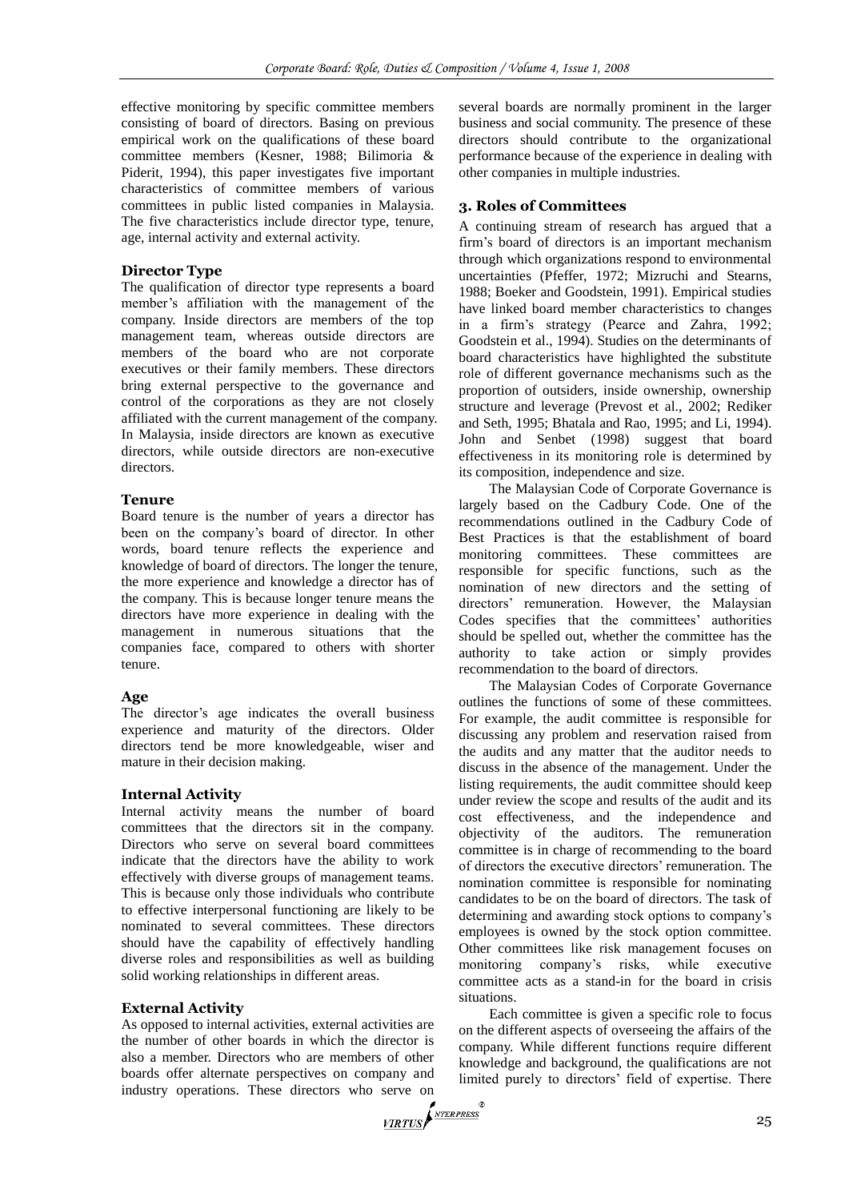effective monitoring by specific committee members consisting of board of directors. Basing on previous empirical work on the qualifications of these board committee members (Kesner, 1988; Bilimoria & Piderit, 1994), this paper investigates five important characteristics of committee members of various committees in public listed companies in Malaysia. The five characteristics include director type, tenure, age, internal activity and external activity.

### Director Type

The qualification of director type represents a board member's affiliation with the management of the company. Inside directors are members of the top management team, whereas outside directors are members of the board who are not corporate executives or their family members. These directors bring external perspective to the governance and control of the corporations as they are not closely affiliated with the current management of the company. In Malaysia, inside directors are known as executive directors, while outside directors are non-executive directors.

### Tenure

Board tenure is the number of years a director has been on the company's board of director. In other words, board tenure reflects the experience and knowledge of board of directors. The longer the tenure, the more experience and knowledge a director has of the company. This is because longer tenure means the directors have more experience in dealing with the management in numerous situations that the companies face, compared to others with shorter tenure.

### Age

The director's age indicates the overall business experience and maturity of the directors. Older directors tend be more knowledgeable, wiser and mature in their decision making.

### Internal Activity

Internal activity means the number of board committees that the directors sit in the company. Directors who serve on several board committees indicate that the directors have the ability to work effectively with diverse groups of management teams. This is because only those individuals who contribute to effective interpersonal functioning are likely to be nominated to several committees. These directors should have the capability of effectively handling diverse roles and responsibilities as well as building solid working relationships in different areas.

### External Activity

As opposed to internal activities, external activities are the number of other boards in which the director is also a member. Directors who are members of other boards offer alternate perspectives on company and industry operations. These directors who serve on several boards are normally prominent in the larger business and social community. The presence of these directors should contribute to the organizational performance because of the experience in dealing with other companies in multiple industries.

## 3. Roles of Committees

A continuing stream of research has argued that a firm's board of directors is an important mechanism through which organizations respond to environmental uncertainties (Pfeffer, 1972; Mizruchi and Stearns, 1988; Boeker and Goodstein, 1991). Empirical studies have linked board member characteristics to changes in a firm's strategy (Pearce and Zahra, 1992; Goodstein et al., 1994). Studies on the determinants of board characteristics have highlighted the substitute role of different governance mechanisms such as the proportion of outsiders, inside ownership, ownership structure and leverage (Prevost et al., 2002; Rediker and Seth, 1995; Bhatala and Rao, 1995; and Li, 1994). John and Senbet (1998) suggest that board effectiveness in its monitoring role is determined by its composition, independence and size.

The Malaysian Code of Corporate Governance is largely based on the Cadbury Code. One of the recommendations outlined in the Cadbury Code of Best Practices is that the establishment of board monitoring committees. These committees are responsible for specific functions, such as the nomination of new directors and the setting of directors' remuneration. However, the Malaysian Codes specifies that the committees' authorities should be spelled out, whether the committee has the authority to take action or simply provides recommendation to the board of directors.

The Malaysian Codes of Corporate Governance outlines the functions of some of these committees. For example, the audit committee is responsible for discussing any problem and reservation raised from the audits and any matter that the auditor needs to discuss in the absence of the management. Under the listing requirements, the audit committee should keep under review the scope and results of the audit and its cost effectiveness, and the independence and objectivity of the auditors. The remuneration committee is in charge of recommending to the board of directors the executive directors' remuneration. The nomination committee is responsible for nominating candidates to be on the board of directors. The task of determining and awarding stock options to company's employees is owned by the stock option committee. Other committees like risk management focuses on monitoring company's risks, while executive committee acts as a stand-in for the board in crisis situations.

Each committee is given a specific role to focus on the different aspects of overseeing the affairs of the company. While different functions require different knowledge and background, the qualifications are not limited purely to directors' field of expertise. There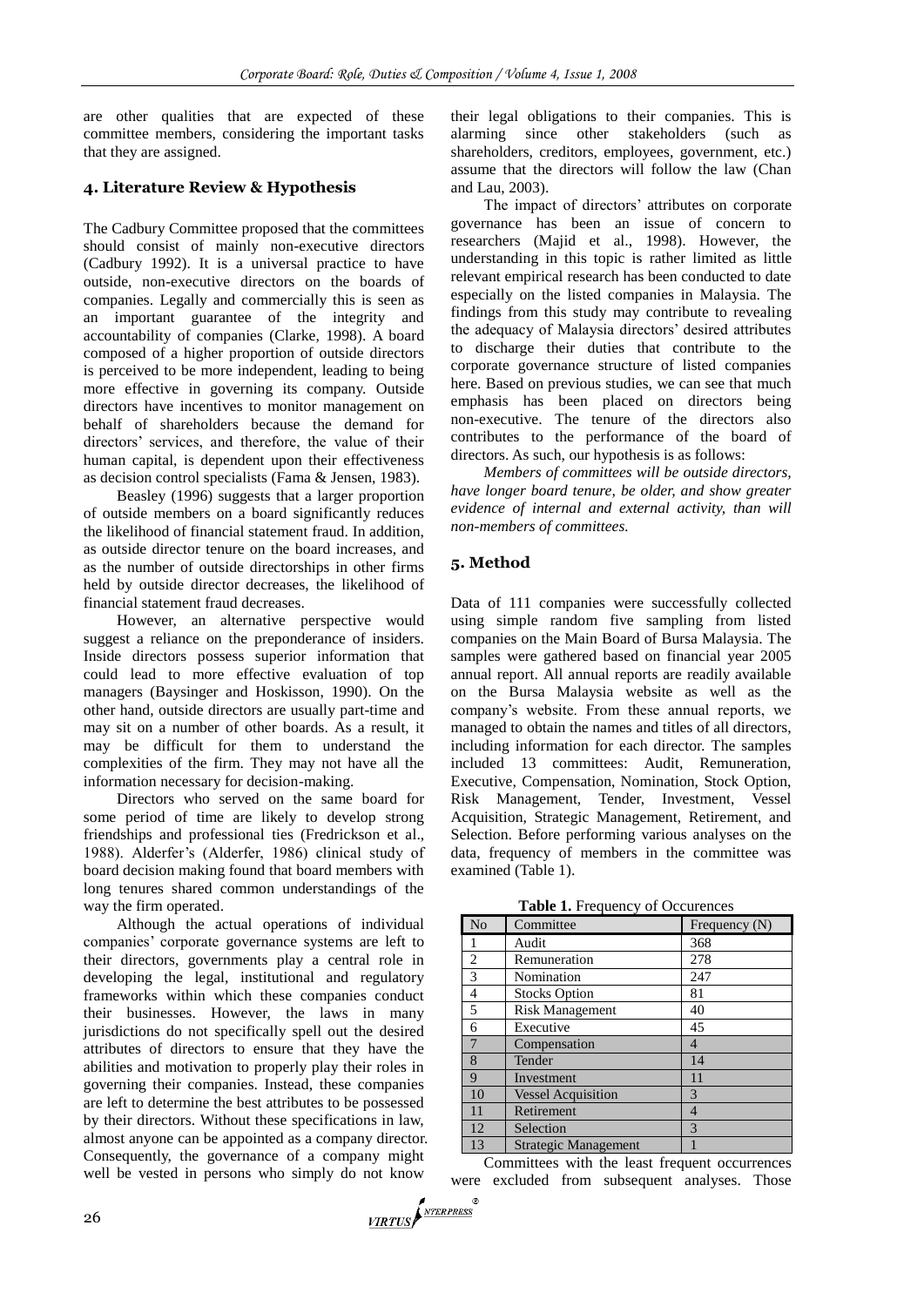are other qualities that are expected of these committee members, considering the important tasks that they are assigned.

## 4. Literature Review & Hypothesis

The Cadbury Committee proposed that the committees should consist of mainly non-executive directors (Cadbury 1992). It is a universal practice to have outside, non-executive directors on the boards of companies. Legally and commercially this is seen as an important guarantee of the integrity and accountability of companies (Clarke, 1998). A board composed of a higher proportion of outside directors is perceived to be more independent, leading to being more effective in governing its company. Outside directors have incentives to monitor management on behalf of shareholders because the demand for directors' services, and therefore, the value of their human capital, is dependent upon their effectiveness as decision control specialists (Fama & Jensen, 1983).

Beasley (1996) suggests that a larger proportion of outside members on a board significantly reduces the likelihood of financial statement fraud. In addition, as outside director tenure on the board increases, and as the number of outside directorships in other firms held by outside director decreases, the likelihood of financial statement fraud decreases.

However, an alternative perspective would suggest a reliance on the preponderance of insiders. Inside directors possess superior information that could lead to more effective evaluation of top managers (Baysinger and Hoskisson, 1990). On the other hand, outside directors are usually part-time and may sit on a number of other boards. As a result, it may be difficult for them to understand the complexities of the firm. They may not have all the information necessary for decision-making.

Directors who served on the same board for some period of time are likely to develop strong friendships and professional ties (Fredrickson et al., 1988). Alderfer's (Alderfer, 1986) clinical study of board decision making found that board members with long tenures shared common understandings of the way the firm operated.

Although the actual operations of individual companies' corporate governance systems are left to their directors, governments play a central role in developing the legal, institutional and regulatory frameworks within which these companies conduct their businesses. However, the laws in many jurisdictions do not specifically spell out the desired attributes of directors to ensure that they have the abilities and motivation to properly play their roles in governing their companies. Instead, these companies are left to determine the best attributes to be possessed by their directors. Without these specifications in law, almost anyone can be appointed as a company director. Consequently, the governance of a company might well be vested in persons who simply do not know their legal obligations to their companies. This is alarming since other stakeholders (such as shareholders, creditors, employees, government, etc.) assume that the directors will follow the law (Chan and Lau, 2003).

The impact of directors' attributes on corporate governance has been an issue of concern to researchers (Majid et al., 1998). However, the understanding in this topic is rather limited as little relevant empirical research has been conducted to date especially on the listed companies in Malaysia. The findings from this study may contribute to revealing the adequacy of Malaysia directors' desired attributes to discharge their duties that contribute to the corporate governance structure of listed companies here. Based on previous studies, we can see that much emphasis has been placed on directors being non-executive. The tenure of the directors also contributes to the performance of the board of directors. As such, our hypothesis is as follows:

*Members of committees will be outside directors, have longer board tenure, be older, and show greater evidence of internal and external activity, than will non-members of committees.*

## 5. Method

Data of 111 companies were successfully collected using simple random five sampling from listed companies on the Main Board of Bursa Malaysia. The samples were gathered based on financial year 2005 annual report. All annual reports are readily available on the Bursa Malaysia website as well as the company's website. From these annual reports, we managed to obtain the names and titles of all directors, including information for each director. The samples included 13 committees: Audit, Remuneration, Executive, Compensation, Nomination, Stock Option, Risk Management, Tender, Investment, Vessel Acquisition, Strategic Management, Retirement, and Selection. Before performing various analyses on the data, frequency of members in the committee was examined (Table 1).

**Table 1.** Frequency of Occurences

| No | Committee | Frequency (N) |
|---|---|---|
| 1 | Audit | 368 |
| 2 | Remuneration | 278 |
| 3 | Nomination | 247 |
| 4 | Stocks Option | 81 |
| 5 | Risk Management | 40 |
| 6 | Executive | 45 |
| 7 | Compensation | 4 |
| 8 | Tender | 14 |
| 9 | Investment | 11 |
| 10 | Vessel Acquisition | 3 |
| 11 | Retirement | 4 |
| 12 | Selection | 3 |
| 13 | Strategic Management | 1 |

Committees with the least frequent occurrences were excluded from subsequent analyses. Those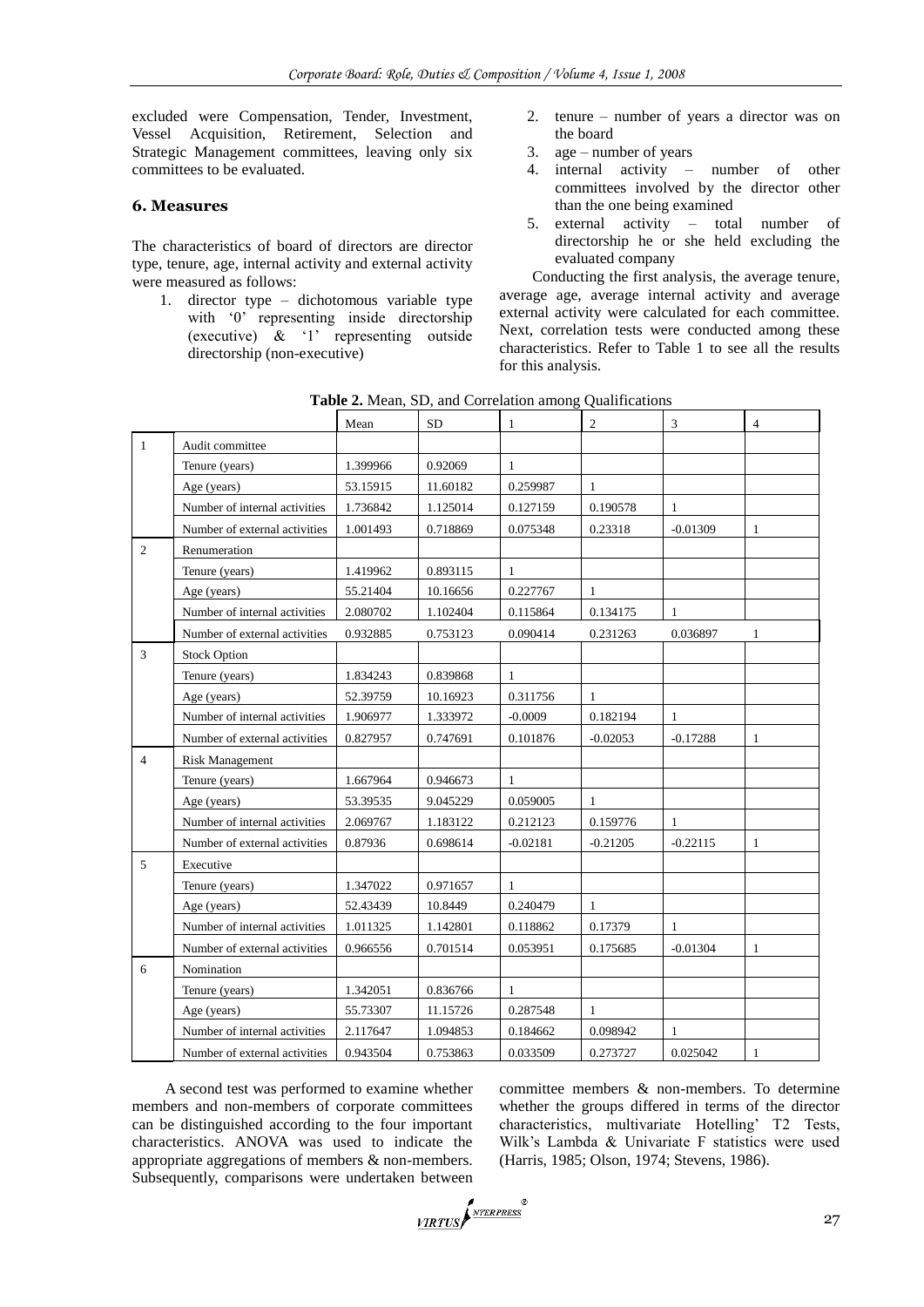excluded were Compensation, Tender, Investment, Vessel Acquisition, Retirement, Selection and Strategic Management committees, leaving only six committees to be evaluated.

## 6. Measures

The characteristics of board of directors are director type, tenure, age, internal activity and external activity were measured as follows:

1. director type – dichotomous variable type with '0' representing inside directorship (executive) & '1' representing outside directorship (non-executive)
2. tenure – number of years a director was on the board
3. age – number of years
4. internal activity – number of other committees involved by the director other than the one being examined
5. external activity – total number of directorship he or she held excluding the evaluated company

Conducting the first analysis, the average tenure, average age, average internal activity and average external activity were calculated for each committee. Next, correlation tests were conducted among these characteristics. Refer to Table 1 to see all the results for this analysis.

**Table 2.** Mean, SD, and Correlation among Qualifications

| | | Mean | SD | 1 | 2 | 3 | 4 |
|---|---|---|---|---|---|---|---|
| 1 | Audit committee | | | | | | |
| | Tenure (years) | 1.399966 | 0.92069 | 1 | | | |
| | Age (years) | 53.15915 | 11.60182 | 0.259987 | 1 | | |
| | Number of internal activities | 1.736842 | 1.125014 | 0.127159 | 0.190578 | 1 | |
| | Number of external activities | 1.001493 | 0.718869 | 0.075348 | 0.23318 | -0.01309 | 1 |
| 2 | Renumeration | | | | | | |
| | Tenure (years) | 1.419962 | 0.893115 | 1 | | | |
| | Age (years) | 55.21404 | 10.16656 | 0.227767 | 1 | | |
| | Number of internal activities | 2.080702 | 1.102404 | 0.115864 | 0.134175 | 1 | |
| | Number of external activities | 0.932885 | 0.753123 | 0.090414 | 0.231263 | 0.036897 | 1 |
| 3 | Stock Option | | | | | | |
| | Tenure (years) | 1.834243 | 0.839868 | 1 | | | |
| | Age (years) | 52.39759 | 10.16923 | 0.311756 | 1 | | |
| | Number of internal activities | 1.906977 | 1.333972 | -0.0009 | 0.182194 | 1 | |
| | Number of external activities | 0.827957 | 0.747691 | 0.101876 | -0.02053 | -0.17288 | 1 |
| 4 | Risk Management | | | | | | |
| | Tenure (years) | 1.667964 | 0.946673 | 1 | | | |
| | Age (years) | 53.39535 | 9.045229 | 0.059005 | 1 | | |
| | Number of internal activities | 2.069767 | 1.183122 | 0.212123 | 0.159776 | 1 | |
| | Number of external activities | 0.87936 | 0.698614 | -0.02181 | -0.21205 | -0.22115 | 1 |
| 5 | Executive | | | | | | |
| | Tenure (years) | 1.347022 | 0.971657 | 1 | | | |
| | Age (years) | 52.43439 | 10.8449 | 0.240479 | 1 | | |
| | Number of internal activities | 1.011325 | 1.142801 | 0.118862 | 0.17379 | 1 | |
| | Number of external activities | 0.966556 | 0.701514 | 0.053951 | 0.175685 | -0.01304 | 1 |
| 6 | Nomination | | | | | | |
| | Tenure (years) | 1.342051 | 0.836766 | 1 | | | |
| | Age (years) | 55.73307 | 11.15726 | 0.287548 | 1 | | |
| | Number of internal activities | 2.117647 | 1.094853 | 0.184662 | 0.098942 | 1 | |
| | Number of external activities | 0.943504 | 0.753863 | 0.033509 | 0.273727 | 0.025042 | 1 |

A second test was performed to examine whether members and non-members of corporate committees can be distinguished according to the four important characteristics. ANOVA was used to indicate the appropriate aggregations of members & non-members. Subsequently, comparisons were undertaken between committee members & non-members. To determine whether the groups differed in terms of the director characteristics, multivariate Hotelling' T2 Tests, Wilk's Lambda & Univariate F statistics were used (Harris, 1985; Olson, 1974; Stevens, 1986).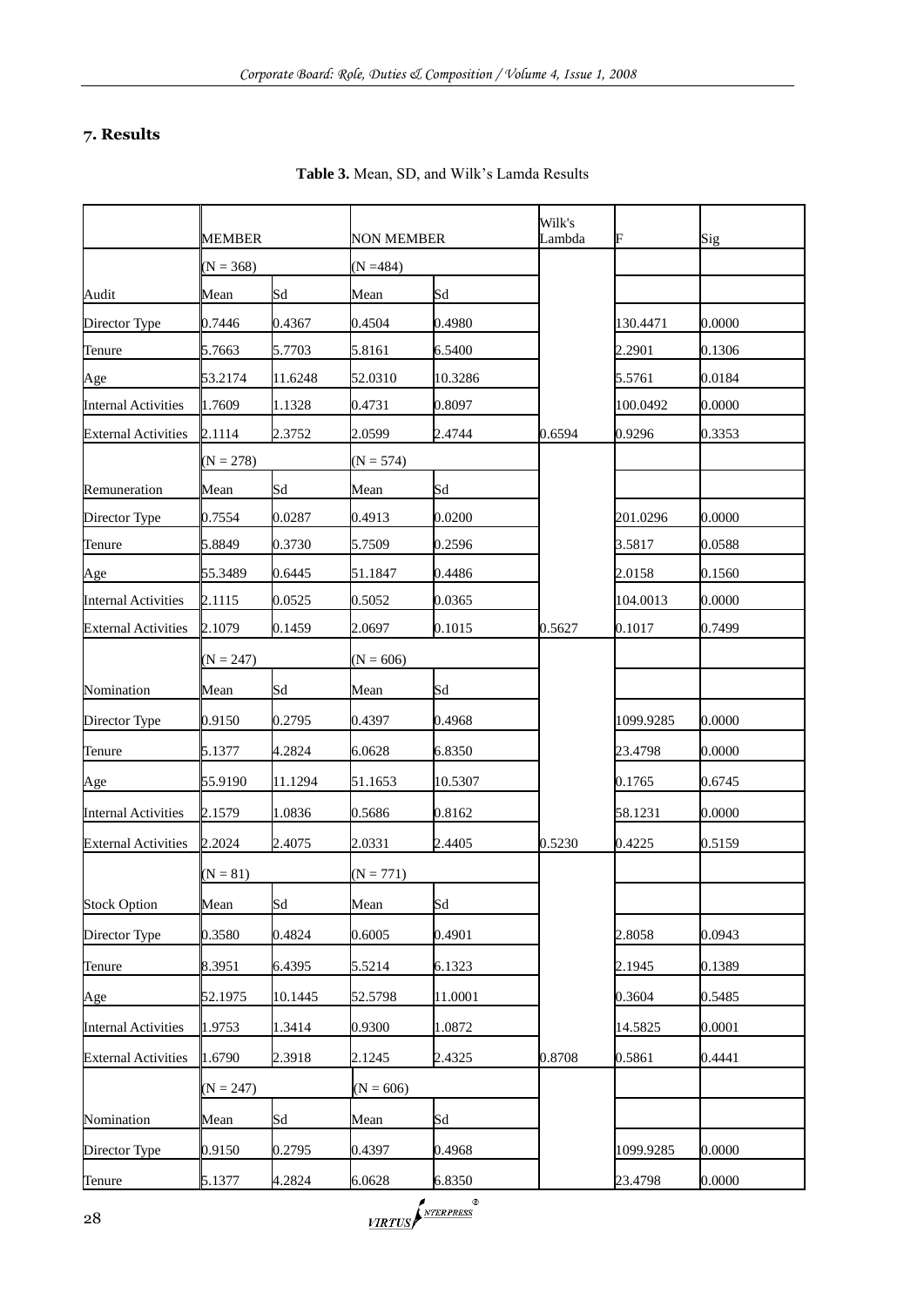## 7. Results

**Table 3.** Mean, SD, and Wilk's Lamda Results

| | MEMBER | | NON MEMBER | | Wilk's Lambda | F | Sig |
|---|---|---|---|---|---|---|---|
| | (N = 368) | | (N =484) | | | | |
| Audit | Mean | Sd | Mean | Sd | | | |
| Director Type | 0.7446 | 0.4367 | 0.4504 | 0.4980 | | 130.4471 | 0.0000 |
| Tenure | 5.7663 | 5.7703 | 5.8161 | 6.5400 | | 2.2901 | 0.1306 |
| Age | 53.2174 | 11.6248 | 52.0310 | 10.3286 | | 5.5761 | 0.0184 |
| Internal Activities | 1.7609 | 1.1328 | 0.4731 | 0.8097 | | 100.0492 | 0.0000 |
| External Activities | 2.1114 | 2.3752 | 2.0599 | 2.4744 | 0.6594 | 0.9296 | 0.3353 |
| | (N = 278) | | (N = 574) | | | | |
| Remuneration | Mean | Sd | Mean | Sd | | | |
| Director Type | 0.7554 | 0.0287 | 0.4913 | 0.0200 | | 201.0296 | 0.0000 |
| Tenure | 5.8849 | 0.3730 | 5.7509 | 0.2596 | | 3.5817 | 0.0588 |
| Age | 55.3489 | 0.6445 | 51.1847 | 0.4486 | | 2.0158 | 0.1560 |
| Internal Activities | 2.1115 | 0.0525 | 0.5052 | 0.0365 | | 104.0013 | 0.0000 |
| External Activities | 2.1079 | 0.1459 | 2.0697 | 0.1015 | 0.5627 | 0.1017 | 0.7499 |
| | (N = 247) | | (N = 606) | | | | |
| Nomination | Mean | Sd | Mean | Sd | | | |
| Director Type | 0.9150 | 0.2795 | 0.4397 | 0.4968 | | 1099.9285 | 0.0000 |
| Tenure | 5.1377 | 4.2824 | 6.0628 | 6.8350 | | 23.4798 | 0.0000 |
| Age | 55.9190 | 11.1294 | 51.1653 | 10.5307 | | 0.1765 | 0.6745 |
| Internal Activities | 2.1579 | 1.0836 | 0.5686 | 0.8162 | | 58.1231 | 0.0000 |
| External Activities | 2.2024 | 2.4075 | 2.0331 | 2.4405 | 0.5230 | 0.4225 | 0.5159 |
| | (N = 81) | | (N = 771) | | | | |
| Stock Option | Mean | Sd | Mean | Sd | | | |
| Director Type | 0.3580 | 0.4824 | 0.6005 | 0.4901 | | 2.8058 | 0.0943 |
| Tenure | 8.3951 | 6.4395 | 5.5214 | 6.1323 | | 2.1945 | 0.1389 |
| Age | 52.1975 | 10.1445 | 52.5798 | 11.0001 | | 0.3604 | 0.5485 |
| Internal Activities | 1.9753 | 1.3414 | 0.9300 | 1.0872 | | 14.5825 | 0.0001 |
| External Activities | 1.6790 | 2.3918 | 2.1245 | 2.4325 | 0.8708 | 0.5861 | 0.4441 |
| | (N = 247) | | (N = 606) | | | | |
| Nomination | Mean | Sd | Mean | Sd | | | |
| Director Type | 0.9150 | 0.2795 | 0.4397 | 0.4968 | | 1099.9285 | 0.0000 |
| Tenure | 5.1377 | 4.2824 | 6.0628 | 6.8350 | | 23.4798 | 0.0000 |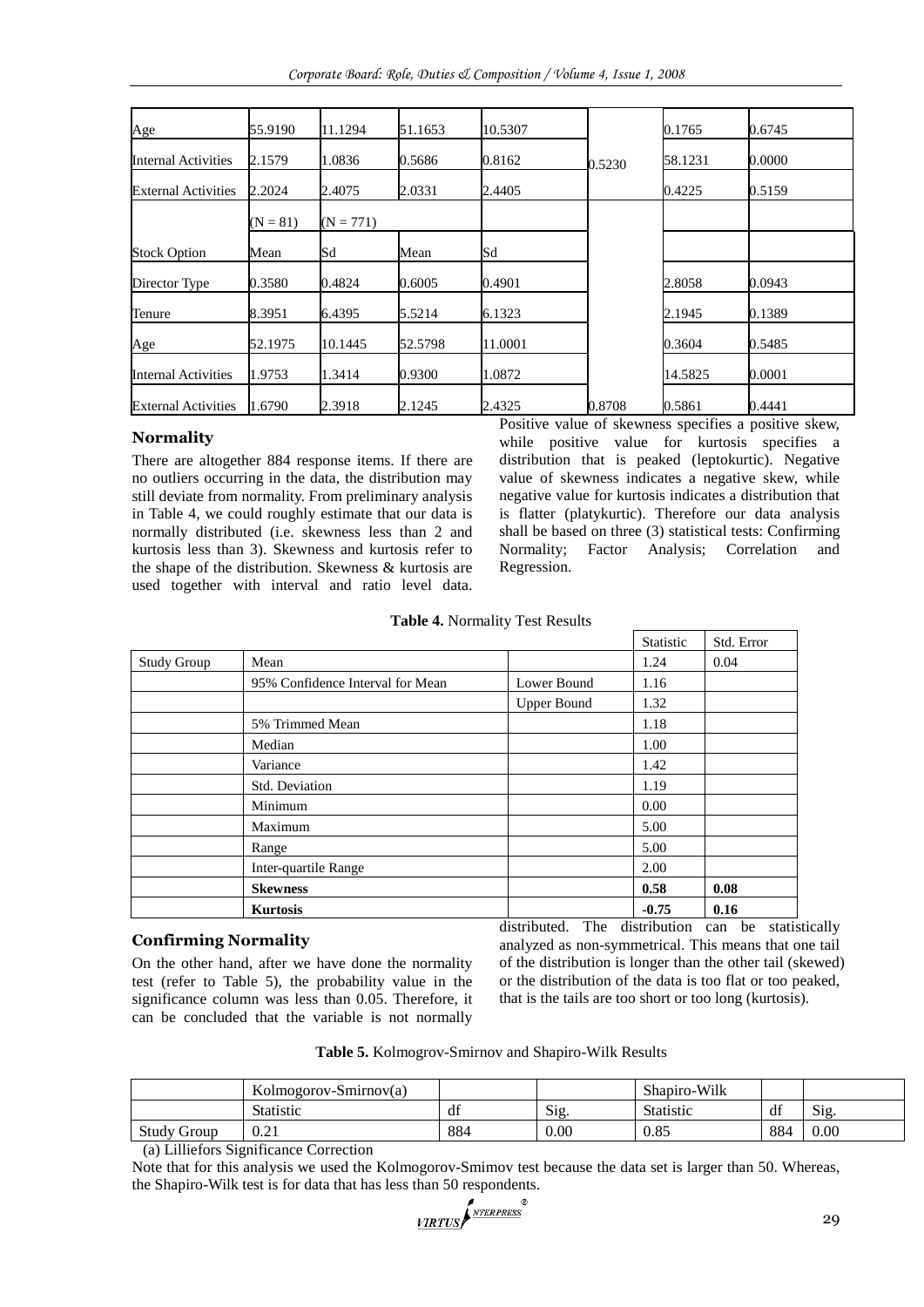| Age | 55.9190 | 11.1294 | 51.1653 | 10.5307 | 0.5230 | 0.1765 | 0.6745 |
|---|---|---|---|---|---|---|---|
| Internal Activities | 2.1579 | 1.0836 | 0.5686 | 0.8162 | | 58.1231 | 0.0000 |
| External Activities | 2.2024 | 2.4075 | 2.0331 | 2.4405 | | 0.4225 | 0.5159 |
| | (N = 81) | (N = 771) | | | | | |
| Stock Option | Mean | Sd | Mean | Sd | | | |
| Director Type | 0.3580 | 0.4824 | 0.6005 | 0.4901 | | 2.8058 | 0.0943 |
| Tenure | 8.3951 | 6.4395 | 5.5214 | 6.1323 | | 2.1945 | 0.1389 |
| Age | 52.1975 | 10.1445 | 52.5798 | 11.0001 | | 0.3604 | 0.5485 |
| Internal Activities | 1.9753 | 1.3414 | 0.9300 | 1.0872 | | 14.5825 | 0.0001 |
| External Activities | 1.6790 | 2.3918 | 2.1245 | 2.4325 | 0.8708 | 0.5861 | 0.4441 |

### Normality

There are altogether 884 response items. If there are no outliers occurring in the data, the distribution may still deviate from normality. From preliminary analysis in Table 4, we could roughly estimate that our data is normally distributed (i.e. skewness less than 2 and kurtosis less than 3). Skewness and kurtosis refer to the shape of the distribution. Skewness & kurtosis are used together with interval and ratio level data. Positive value of skewness specifies a positive skew, while positive value for kurtosis specifies a distribution that is peaked (leptokurtic). Negative value of skewness indicates a negative skew, while negative value for kurtosis indicates a distribution that is flatter (platykurtic). Therefore our data analysis shall be based on three (3) statistical tests: Confirming Normality; Factor Analysis; Correlation and Regression.

**Table 4.** Normality Test Results

| | | | Statistic | Std. Error |
|---|---|---|---|---|
| Study Group | Mean | | 1.24 | 0.04 |
| | 95% Confidence Interval for Mean | Lower Bound | 1.16 | |
| | | Upper Bound | 1.32 | |
| | 5% Trimmed Mean | | 1.18 | |
| | Median | | 1.00 | |
| | Variance | | 1.42 | |
| | Std. Deviation | | 1.19 | |
| | Minimum | | 0.00 | |
| | Maximum | | 5.00 | |
| | Range | | 5.00 | |
| | Inter-quartile Range | | 2.00 | |
| | **Skewness** | | **0.58** | **0.08** |
| | **Kurtosis** | | **-0.75** | **0.16** |

### Confirming Normality

On the other hand, after we have done the normality test (refer to Table 5), the probability value in the significance column was less than 0.05. Therefore, it can be concluded that the variable is not normally distributed. The distribution can be statistically analyzed as non-symmetrical. This means that one tail of the distribution is longer than the other tail (skewed) or the distribution of the data is too flat or too peaked, that is the tails are too short or too long (kurtosis).

**Table 5.** Kolmogrov-Smirnov and Shapiro-Wilk Results

| | Kolmogorov-Smirnov(a) | | | Shapiro-Wilk | | |
|---|---|---|---|---|---|---|
| | Statistic | df | Sig. | Statistic | df | Sig. |
| Study Group | 0.21 | 884 | 0.00 | 0.85 | 884 | 0.00 |

(a) Lilliefors Significance Correction

Note that for this analysis we used the Kolmogorov-Smimov test because the data set is larger than 50. Whereas, the Shapiro-Wilk test is for data that has less than 50 respondents.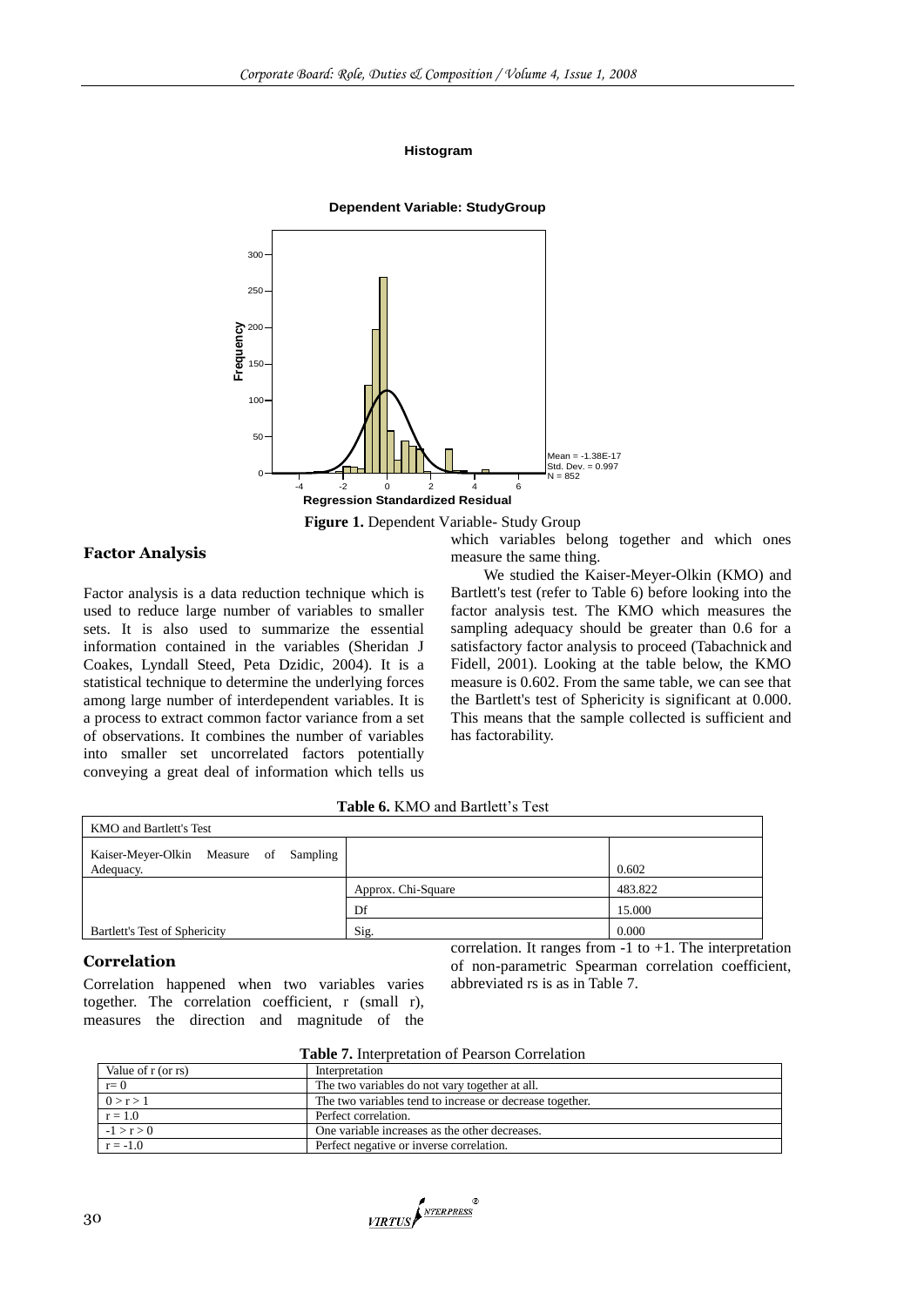**Histogram**

**Dependent Variable: StudyGroup**

Mean = -1.38E-17
Std. Dev. = 0.997
N = 852

**Regression Standardized Residual**

**Figure 1.** Dependent Variable- Study Group

## Factor Analysis

Factor analysis is a data reduction technique which is used to reduce large number of variables to smaller sets. It is also used to summarize the essential information contained in the variables (Sheridan J Coakes, Lyndall Steed, Peta Dzidic, 2004). It is a statistical technique to determine the underlying forces among large number of interdependent variables. It is a process to extract common factor variance from a set of observations. It combines the number of variables into smaller set uncorrelated factors potentially conveying a great deal of information which tells us which variables belong together and which ones measure the same thing.

We studied the Kaiser-Meyer-Olkin (KMO) and Bartlett's test (refer to Table 6) before looking into the factor analysis test. The KMO which measures the sampling adequacy should be greater than 0.6 for a satisfactory factor analysis to proceed (Tabachnick and Fidell, 2001). Looking at the table below, the KMO measure is 0.602. From the same table, we can see that the Bartlett's test of Sphericity is significant at 0.000. This means that the sample collected is sufficient and has factorability.

**Table 6.** KMO and Bartlett's Test

| KMO and Bartlett's Test | | |
|---|---|---|
| Kaiser-Meyer-Olkin Measure of Sampling Adequacy. | | 0.602 |
| | Approx. Chi-Square | 483.822 |
| | Df | 15.000 |
| Bartlett's Test of Sphericity | Sig. | 0.000 |

## Correlation

Correlation happened when two variables varies together. The correlation coefficient, r (small r), measures the direction and magnitude of the correlation. It ranges from -1 to +1. The interpretation of non-parametric Spearman correlation coefficient, abbreviated rs is as in Table 7.

**Table 7.** Interpretation of Pearson Correlation

| Value of r (or rs) | Interpretation |
|---|---|
| r= 0 | The two variables do not vary together at all. |
| 0 > r > 1 | The two variables tend to increase or decrease together. |
| r = 1.0 | Perfect correlation. |
| -1 > r > 0 | One variable increases as the other decreases. |
| r = -1.0 | Perfect negative or inverse correlation. |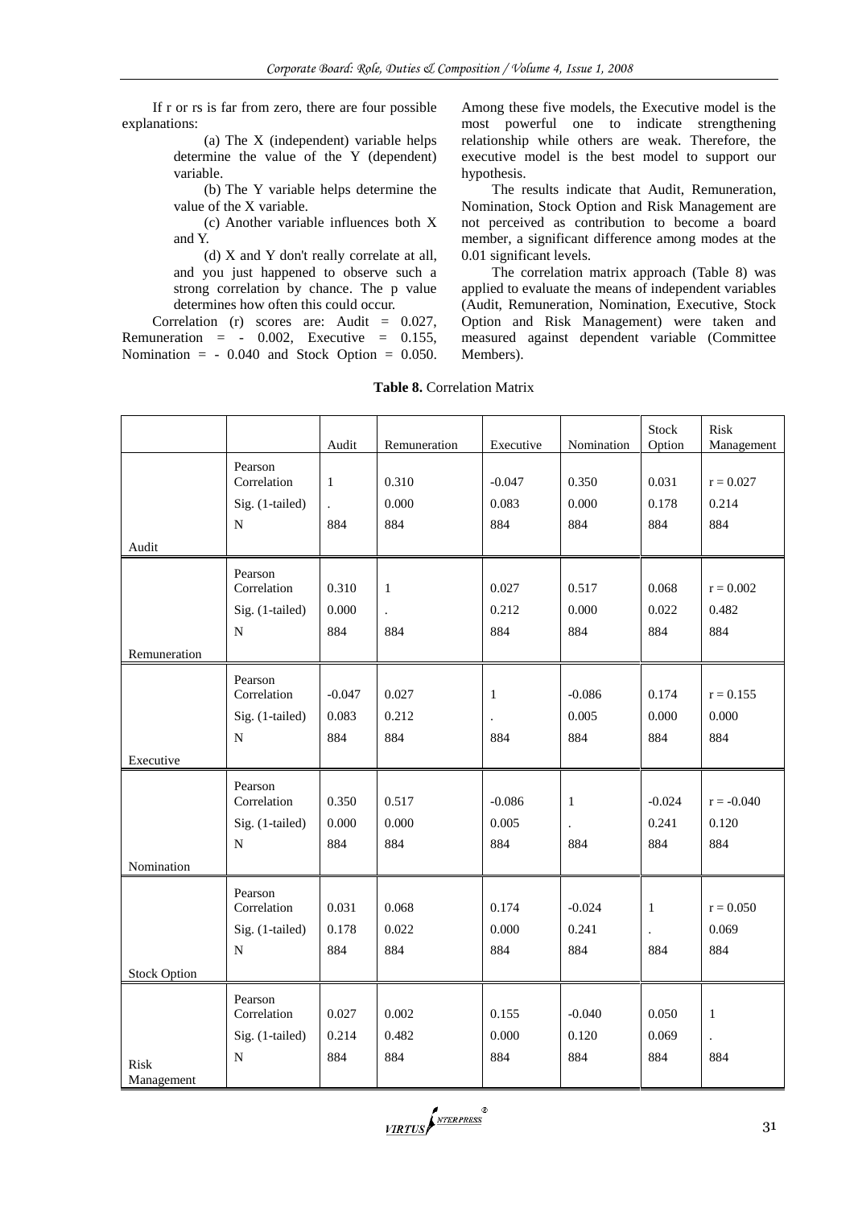If r or rs is far from zero, there are four possible explanations:

(a) The X (independent) variable helps determine the value of the Y (dependent) variable.

(b) The Y variable helps determine the value of the X variable.

(c) Another variable influences both X and Y.

(d) X and Y don't really correlate at all, and you just happened to observe such a strong correlation by chance. The p value determines how often this could occur.

Correlation (r) scores are: Audit = 0.027, Remuneration = - 0.002, Executive = 0.155, Nomination = - 0.040 and Stock Option = 0.050. Among these five models, the Executive model is the most powerful one to indicate strengthening relationship while others are weak. Therefore, the executive model is the best model to support our hypothesis.

The results indicate that Audit, Remuneration, Nomination, Stock Option and Risk Management are not perceived as contribution to become a board member, a significant difference among modes at the 0.01 significant levels.

The correlation matrix approach (Table 8) was applied to evaluate the means of independent variables (Audit, Remuneration, Nomination, Executive, Stock Option and Risk Management) were taken and measured against dependent variable (Committee Members).

**Table 8.** Correlation Matrix

| | | Audit | Remuneration | Executive | Nomination | Stock Option | Risk Management |
|---|---|---|---|---|---|---|---|
| Audit | Pearson Correlation | 1 | 0.310 | -0.047 | 0.350 | 0.031 | r = 0.027 |
| | Sig. (1-tailed) | . | 0.000 | 0.083 | 0.000 | 0.178 | 0.214 |
| | N | 884 | 884 | 884 | 884 | 884 | 884 |
| Remuneration | Pearson Correlation | 0.310 | 1 | 0.027 | 0.517 | 0.068 | r = 0.002 |
| | Sig. (1-tailed) | 0.000 | . | 0.212 | 0.000 | 0.022 | 0.482 |
| | N | 884 | 884 | 884 | 884 | 884 | 884 |
| Executive | Pearson Correlation | -0.047 | 0.027 | 1 | -0.086 | 0.174 | r = 0.155 |
| | Sig. (1-tailed) | 0.083 | 0.212 | . | 0.005 | 0.000 | 0.000 |
| | N | 884 | 884 | 884 | 884 | 884 | 884 |
| Nomination | Pearson Correlation | 0.350 | 0.517 | -0.086 | 1 | -0.024 | r = -0.040 |
| | Sig. (1-tailed) | 0.000 | 0.000 | 0.005 | . | 0.241 | 0.120 |
| | N | 884 | 884 | 884 | 884 | 884 | 884 |
| Stock Option | Pearson Correlation | 0.031 | 0.068 | 0.174 | -0.024 | 1 | r = 0.050 |
| | Sig. (1-tailed) | 0.178 | 0.022 | 0.000 | 0.241 | . | 0.069 |
| | N | 884 | 884 | 884 | 884 | 884 | 884 |
| Risk Management | Pearson Correlation | 0.027 | 0.002 | 0.155 | -0.040 | 0.050 | 1 |
| | Sig. (1-tailed) | 0.214 | 0.482 | 0.000 | 0.120 | 0.069 | . |
| | N | 884 | 884 | 884 | 884 | 884 | 884 |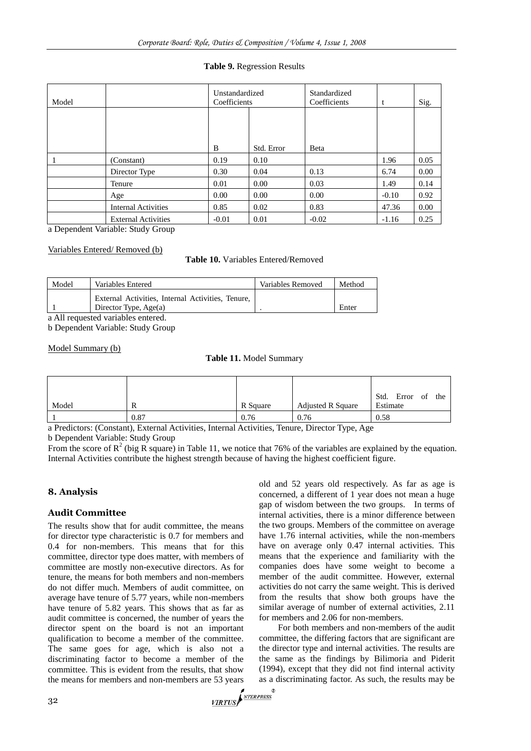**Table 9.** Regression Results

| Model | | Unstandardized Coefficients | | Standardized Coefficients | t | Sig. |
|---|---|---|---|---|---|---|
| | | B | Std. Error | Beta | | |
| 1 | (Constant) | 0.19 | 0.10 | | 1.96 | 0.05 |
| | Director Type | 0.30 | 0.04 | 0.13 | 6.74 | 0.00 |
| | Tenure | 0.01 | 0.00 | 0.03 | 1.49 | 0.14 |
| | Age | 0.00 | 0.00 | 0.00 | -0.10 | 0.92 |
| | Internal Activities | 0.85 | 0.02 | 0.83 | 47.36 | 0.00 |
| | External Activities | -0.01 | 0.01 | -0.02 | -1.16 | 0.25 |

a Dependent Variable: Study Group

Variables Entered/ Removed (b)

**Table 10.** Variables Entered/Removed

| Model | Variables Entered | Variables Removed | Method |
|---|---|---|---|
| 1 | External Activities, Internal Activities, Tenure, Director Type, Age(a) | . | Enter |

a All requested variables entered.

b Dependent Variable: Study Group

Model Summary (b)

**Table 11.** Model Summary

| Model | R | R Square | Adjusted R Square | Std. Error of the Estimate |
|---|---|---|---|---|
| 1 | 0.87 | 0.76 | 0.76 | 0.58 |

a Predictors: (Constant), External Activities, Internal Activities, Tenure, Director Type, Age

b Dependent Variable: Study Group

From the score of $R^2$ (big R square) in Table 11, we notice that 76% of the variables are explained by the equation. Internal Activities contribute the highest strength because of having the highest coefficient figure.

## 8. Analysis

### Audit Committee

The results show that for audit committee, the means for director type characteristic is 0.7 for members and 0.4 for non-members. This means that for this committee, director type does matter, with members of committee are mostly non-executive directors. As for tenure, the means for both members and non-members do not differ much. Members of audit committee, on average have tenure of 5.77 years, while non-members have tenure of 5.82 years. This shows that as far as audit committee is concerned, the number of years the director spent on the board is not an important qualification to become a member of the committee. The same goes for age, which is also not a discriminating factor to become a member of the committee. This is evident from the results, that show the means for members and non-members are 53 years old and 52 years old respectively. As far as age is concerned, a different of 1 year does not mean a huge gap of wisdom between the two groups. In terms of internal activities, there is a minor difference between the two groups. Members of the committee on average have 1.76 internal activities, while the non-members have on average only 0.47 internal activities. This means that the experience and familiarity with the companies does have some weight to become a member of the audit committee. However, external activities do not carry the same weight. This is derived from the results that show both groups have the similar average of number of external activities, 2.11 for members and 2.06 for non-members.

For both members and non-members of the audit committee, the differing factors that are significant are the director type and internal activities. The results are the same as the findings by Bilimoria and Piderit (1994), except that they did not find internal activity as a discriminating factor. As such, the results may be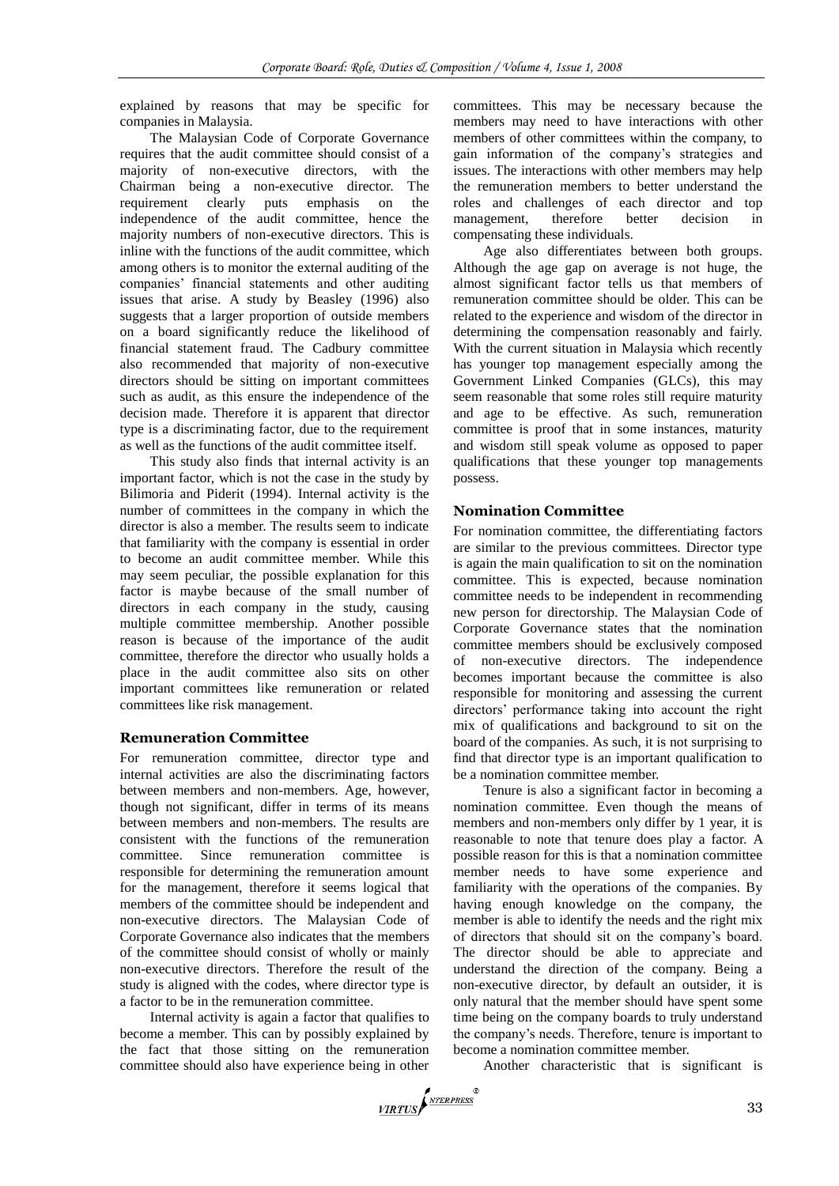explained by reasons that may be specific for companies in Malaysia.

The Malaysian Code of Corporate Governance requires that the audit committee should consist of a majority of non-executive directors, with the Chairman being a non-executive director. The requirement clearly puts emphasis on the independence of the audit committee, hence the majority numbers of non-executive directors. This is inline with the functions of the audit committee, which among others is to monitor the external auditing of the companies' financial statements and other auditing issues that arise. A study by Beasley (1996) also suggests that a larger proportion of outside members on a board significantly reduce the likelihood of financial statement fraud. The Cadbury committee also recommended that majority of non-executive directors should be sitting on important committees such as audit, as this ensure the independence of the decision made. Therefore it is apparent that director type is a discriminating factor, due to the requirement as well as the functions of the audit committee itself.

This study also finds that internal activity is an important factor, which is not the case in the study by Bilimoria and Piderit (1994). Internal activity is the number of committees in the company in which the director is also a member. The results seem to indicate that familiarity with the company is essential in order to become an audit committee member. While this may seem peculiar, the possible explanation for this factor is maybe because of the small number of directors in each company in the study, causing multiple committee membership. Another possible reason is because of the importance of the audit committee, therefore the director who usually holds a place in the audit committee also sits on other important committees like remuneration or related committees like risk management.

## Remuneration Committee

For remuneration committee, director type and internal activities are also the discriminating factors between members and non-members. Age, however, though not significant, differ in terms of its means between members and non-members. The results are consistent with the functions of the remuneration committee. Since remuneration committee is responsible for determining the remuneration amount for the management, therefore it seems logical that members of the committee should be independent and non-executive directors. The Malaysian Code of Corporate Governance also indicates that the members of the committee should consist of wholly or mainly non-executive directors. Therefore the result of the study is aligned with the codes, where director type is a factor to be in the remuneration committee.

Internal activity is again a factor that qualifies to become a member. This can by possibly explained by the fact that those sitting on the remuneration committee should also have experience being in other committees. This may be necessary because the members may need to have interactions with other members of other committees within the company, to gain information of the company's strategies and issues. The interactions with other members may help the remuneration members to better understand the roles and challenges of each director and top management, therefore better decision in compensating these individuals.

Age also differentiates between both groups. Although the age gap on average is not huge, the almost significant factor tells us that members of remuneration committee should be older. This can be related to the experience and wisdom of the director in determining the compensation reasonably and fairly. With the current situation in Malaysia which recently has younger top management especially among the Government Linked Companies (GLCs), this may seem reasonable that some roles still require maturity and age to be effective. As such, remuneration committee is proof that in some instances, maturity and wisdom still speak volume as opposed to paper qualifications that these younger top managements possess.

## Nomination Committee

For nomination committee, the differentiating factors are similar to the previous committees. Director type is again the main qualification to sit on the nomination committee. This is expected, because nomination committee needs to be independent in recommending new person for directorship. The Malaysian Code of Corporate Governance states that the nomination committee members should be exclusively composed of non-executive directors. The independence becomes important because the committee is also responsible for monitoring and assessing the current directors' performance taking into account the right mix of qualifications and background to sit on the board of the companies. As such, it is not surprising to find that director type is an important qualification to be a nomination committee member.

Tenure is also a significant factor in becoming a nomination committee. Even though the means of members and non-members only differ by 1 year, it is reasonable to note that tenure does play a factor. A possible reason for this is that a nomination committee member needs to have some experience and familiarity with the operations of the companies. By having enough knowledge on the company, the member is able to identify the needs and the right mix of directors that should sit on the company's board. The director should be able to appreciate and understand the direction of the company. Being a non-executive director, by default an outsider, it is only natural that the member should have spent some time being on the company boards to truly understand the company's needs. Therefore, tenure is important to become a nomination committee member.

Another characteristic that is significant is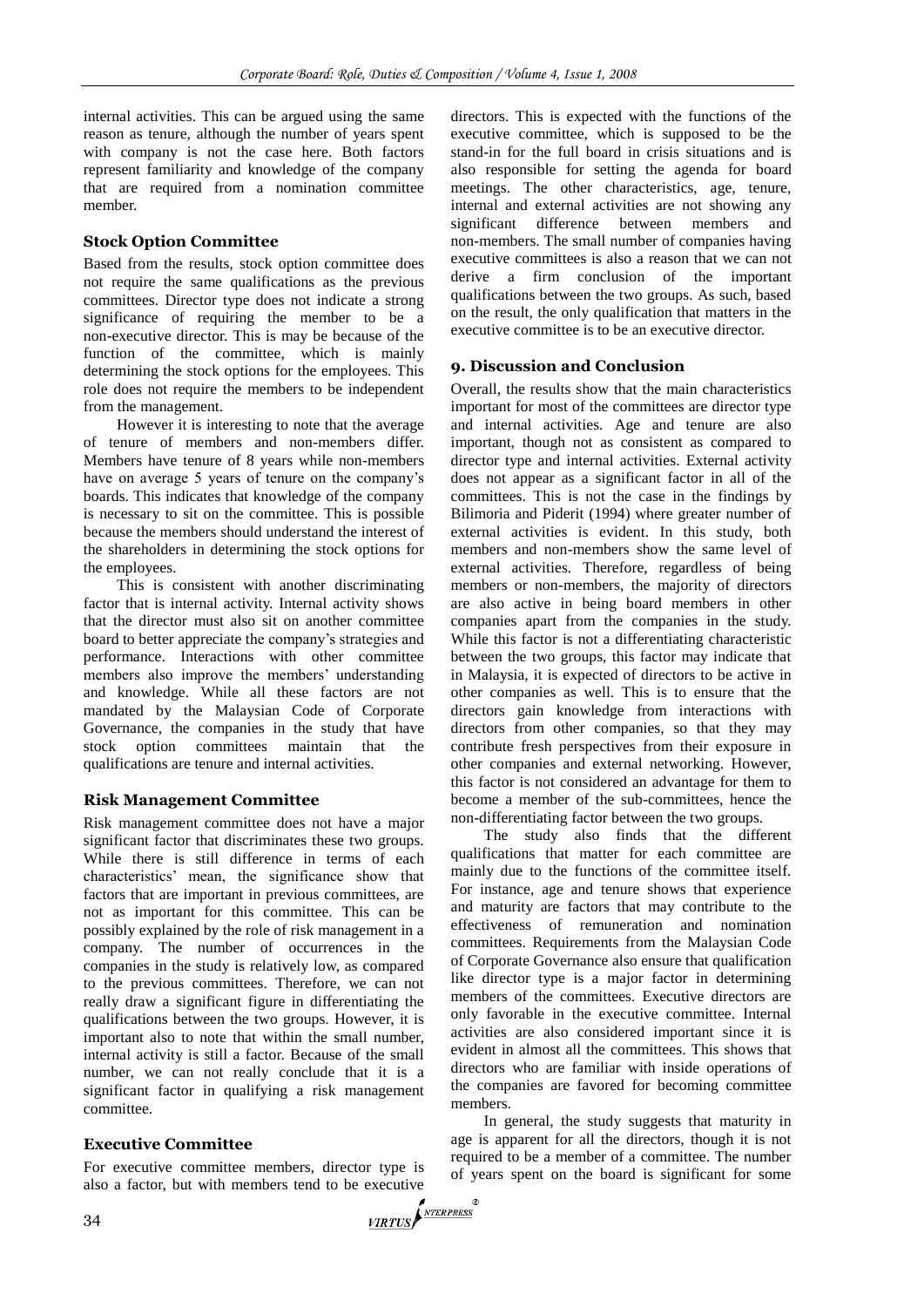internal activities. This can be argued using the same reason as tenure, although the number of years spent with company is not the case here. Both factors represent familiarity and knowledge of the company that are required from a nomination committee member.

### Stock Option Committee

Based from the results, stock option committee does not require the same qualifications as the previous committees. Director type does not indicate a strong significance of requiring the member to be a non-executive director. This is may be because of the function of the committee, which is mainly determining the stock options for the employees. This role does not require the members to be independent from the management.

However it is interesting to note that the average of tenure of members and non-members differ. Members have tenure of 8 years while non-members have on average 5 years of tenure on the company's boards. This indicates that knowledge of the company is necessary to sit on the committee. This is possible because the members should understand the interest of the shareholders in determining the stock options for the employees.

This is consistent with another discriminating factor that is internal activity. Internal activity shows that the director must also sit on another committee board to better appreciate the company's strategies and performance. Interactions with other committee members also improve the members' understanding and knowledge. While all these factors are not mandated by the Malaysian Code of Corporate Governance, the companies in the study that have stock option committees maintain that the qualifications are tenure and internal activities.

### Risk Management Committee

Risk management committee does not have a major significant factor that discriminates these two groups. While there is still difference in terms of each characteristics' mean, the significance show that factors that are important in previous committees, are not as important for this committee. This can be possibly explained by the role of risk management in a company. The number of occurrences in the companies in the study is relatively low, as compared to the previous committees. Therefore, we can not really draw a significant figure in differentiating the qualifications between the two groups. However, it is important also to note that within the small number, internal activity is still a factor. Because of the small number, we can not really conclude that it is a significant factor in qualifying a risk management committee.

### Executive Committee

For executive committee members, director type is also a factor, but with members tend to be executive directors. This is expected with the functions of the executive committee, which is supposed to be the stand-in for the full board in crisis situations and is also responsible for setting the agenda for board meetings. The other characteristics, age, tenure, internal and external activities are not showing any significant difference between members and non-members. The small number of companies having executive committees is also a reason that we can not derive a firm conclusion of the important qualifications between the two groups. As such, based on the result, the only qualification that matters in the executive committee is to be an executive director.

## 9. Discussion and Conclusion

Overall, the results show that the main characteristics important for most of the committees are director type and internal activities. Age and tenure are also important, though not as consistent as compared to director type and internal activities. External activity does not appear as a significant factor in all of the committees. This is not the case in the findings by Bilimoria and Piderit (1994) where greater number of external activities is evident. In this study, both members and non-members show the same level of external activities. Therefore, regardless of being members or non-members, the majority of directors are also active in being board members in other companies apart from the companies in the study. While this factor is not a differentiating characteristic between the two groups, this factor may indicate that in Malaysia, it is expected of directors to be active in other companies as well. This is to ensure that the directors gain knowledge from interactions with directors from other companies, so that they may contribute fresh perspectives from their exposure in other companies and external networking. However, this factor is not considered an advantage for them to become a member of the sub-committees, hence the non-differentiating factor between the two groups.

The study also finds that the different qualifications that matter for each committee are mainly due to the functions of the committee itself. For instance, age and tenure shows that experience and maturity are factors that may contribute to the effectiveness of remuneration and nomination committees. Requirements from the Malaysian Code of Corporate Governance also ensure that qualification like director type is a major factor in determining members of the committees. Executive directors are only favorable in the executive committee. Internal activities are also considered important since it is evident in almost all the committees. This shows that directors who are familiar with inside operations of the companies are favored for becoming committee members.

In general, the study suggests that maturity in age is apparent for all the directors, though it is not required to be a member of a committee. The number of years spent on the board is significant for some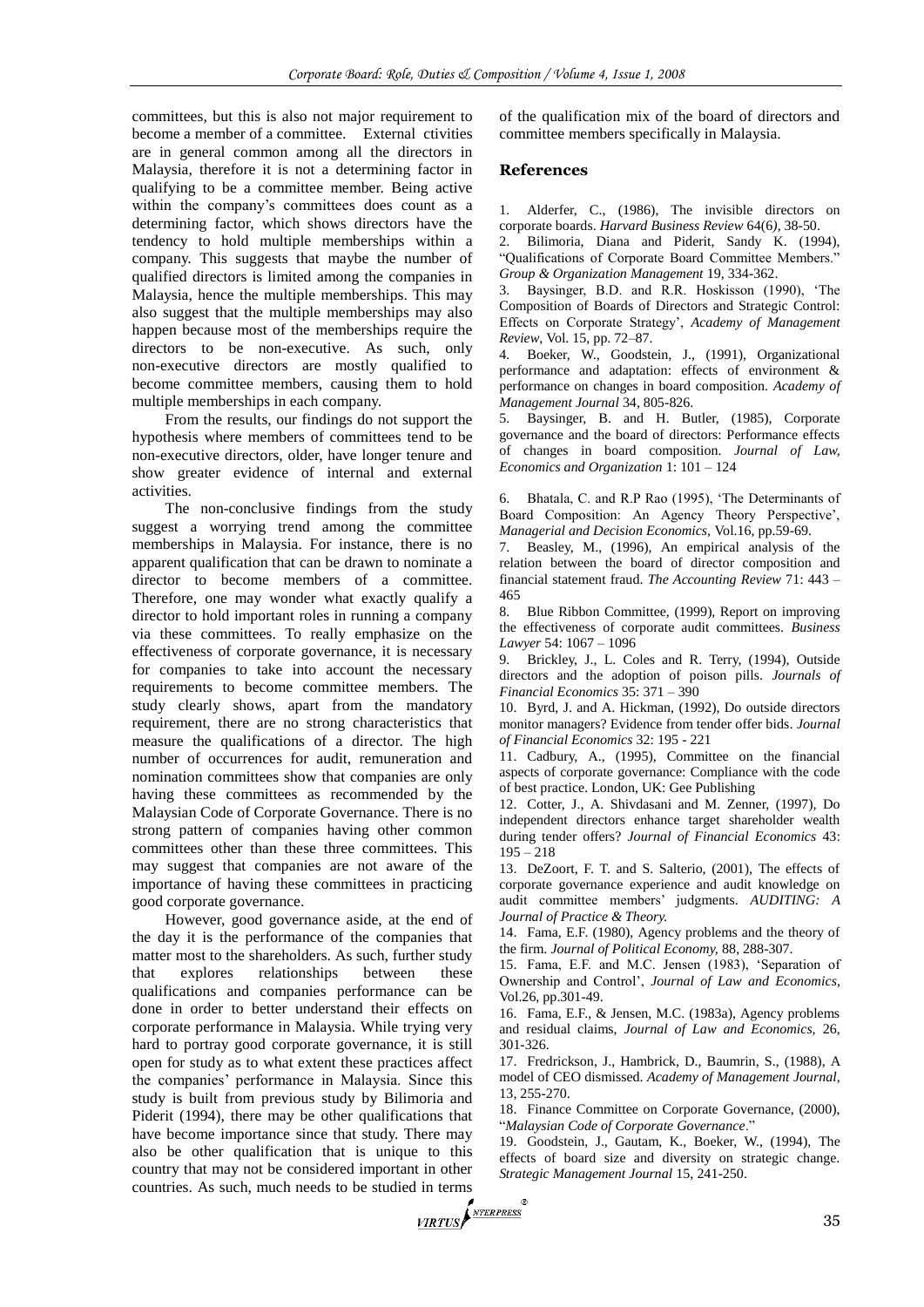committees, but this is also not major requirement to become a member of a committee. External ctivities are in general common among all the directors in Malaysia, therefore it is not a determining factor in qualifying to be a committee member. Being active within the company's committees does count as a determining factor, which shows directors have the tendency to hold multiple memberships within a company. This suggests that maybe the number of qualified directors is limited among the companies in Malaysia, hence the multiple memberships. This may also suggest that the multiple memberships may also happen because most of the memberships require the directors to be non-executive. As such, only non-executive directors are mostly qualified to become committee members, causing them to hold multiple memberships in each company.

From the results, our findings do not support the hypothesis where members of committees tend to be non-executive directors, older, have longer tenure and show greater evidence of internal and external activities.

The non-conclusive findings from the study suggest a worrying trend among the committee memberships in Malaysia. For instance, there is no apparent qualification that can be drawn to nominate a director to become members of a committee. Therefore, one may wonder what exactly qualify a director to hold important roles in running a company via these committees. To really emphasize on the effectiveness of corporate governance, it is necessary for companies to take into account the necessary requirements to become committee members. The study clearly shows, apart from the mandatory requirement, there are no strong characteristics that measure the qualifications of a director. The high number of occurrences for audit, remuneration and nomination committees show that companies are only having these committees as recommended by the Malaysian Code of Corporate Governance. There is no strong pattern of companies having other common committees other than these three committees. This may suggest that companies are not aware of the importance of having these committees in practicing good corporate governance.

However, good governance aside, at the end of the day it is the performance of the companies that matter most to the shareholders. As such, further study that explores relationships between these qualifications and companies performance can be done in order to better understand their effects on corporate performance in Malaysia. While trying very hard to portray good corporate governance, it is still open for study as to what extent these practices affect the companies' performance in Malaysia. Since this study is built from previous study by Bilimoria and Piderit (1994), there may be other qualifications that have become importance since that study. There may also be other qualification that is unique to this country that may not be considered important in other countries. As such, much needs to be studied in terms of the qualification mix of the board of directors and committee members specifically in Malaysia.

## References

1. Alderfer, C., (1986), The invisible directors on corporate boards. *Harvard Business Review* 64(6), 38-50.
2. Bilimoria, Diana and Piderit, Sandy K. (1994), "Qualifications of Corporate Board Committee Members." *Group & Organization Management* 19, 334-362.
3. Baysinger, B.D. and R.R. Hoskisson (1990), 'The Composition of Boards of Directors and Strategic Control: Effects on Corporate Strategy', *Academy of Management Review*, Vol. 15, pp. 72–87.
4. Boeker, W., Goodstein, J., (1991), Organizational performance and adaptation: effects of environment & performance on changes in board composition. *Academy of Management Journal* 34, 805-826.
5. Baysinger, B. and H. Butler, (1985), Corporate governance and the board of directors: Performance effects of changes in board composition. *Journal of Law, Economics and Organization* 1: 101 – 124
6. Bhatala, C. and R.P Rao (1995), 'The Determinants of Board Composition: An Agency Theory Perspective', *Managerial and Decision Economics*, Vol.16, pp.59-69.
7. Beasley, M., (1996), An empirical analysis of the relation between the board of director composition and financial statement fraud. *The Accounting Review* 71: 443 – 465
8. Blue Ribbon Committee, (1999), Report on improving the effectiveness of corporate audit committees. *Business Lawyer* 54: 1067 – 1096
9. Brickley, J., L. Coles and R. Terry, (1994), Outside directors and the adoption of poison pills. *Journals of Financial Economics* 35: 371 – 390
10. Byrd, J. and A. Hickman, (1992), Do outside directors monitor managers? Evidence from tender offer bids. *Journal of Financial Economics* 32: 195 - 221
11. Cadbury, A., (1995), Committee on the financial aspects of corporate governance: Compliance with the code of best practice. London, UK: Gee Publishing
12. Cotter, J., A. Shivdasani and M. Zenner, (1997), Do independent directors enhance target shareholder wealth during tender offers? *Journal of Financial Economics* 43: 195 – 218
13. DeZoort, F. T. and S. Salterio, (2001), The effects of corporate governance experience and audit knowledge on audit committee members' judgments. *AUDITING: A Journal of Practice & Theory.*
14. Fama, E.F. (1980), Agency problems and the theory of the firm. *Journal of Political Economy*, 88, 288-307.
15. Fama, E.F. and M.C. Jensen (1983), 'Separation of Ownership and Control', *Journal of Law and Economics*, Vol.26, pp.301-49.
16. Fama, E.F., & Jensen, M.C. (1983a), Agency problems and residual claims, *Journal of Law and Economics*, 26, 301-326.
17. Fredrickson, J., Hambrick, D., Baumrin, S., (1988), A model of CEO dismissed. *Academy of Management Journal*, 13, 255-270.
18. Finance Committee on Corporate Governance, (2000), "*Malaysian Code of Corporate Governance*."
19. Goodstein, J., Gautam, K., Boeker, W., (1994), The effects of board size and diversity on strategic change. *Strategic Management Journal* 15, 241-250.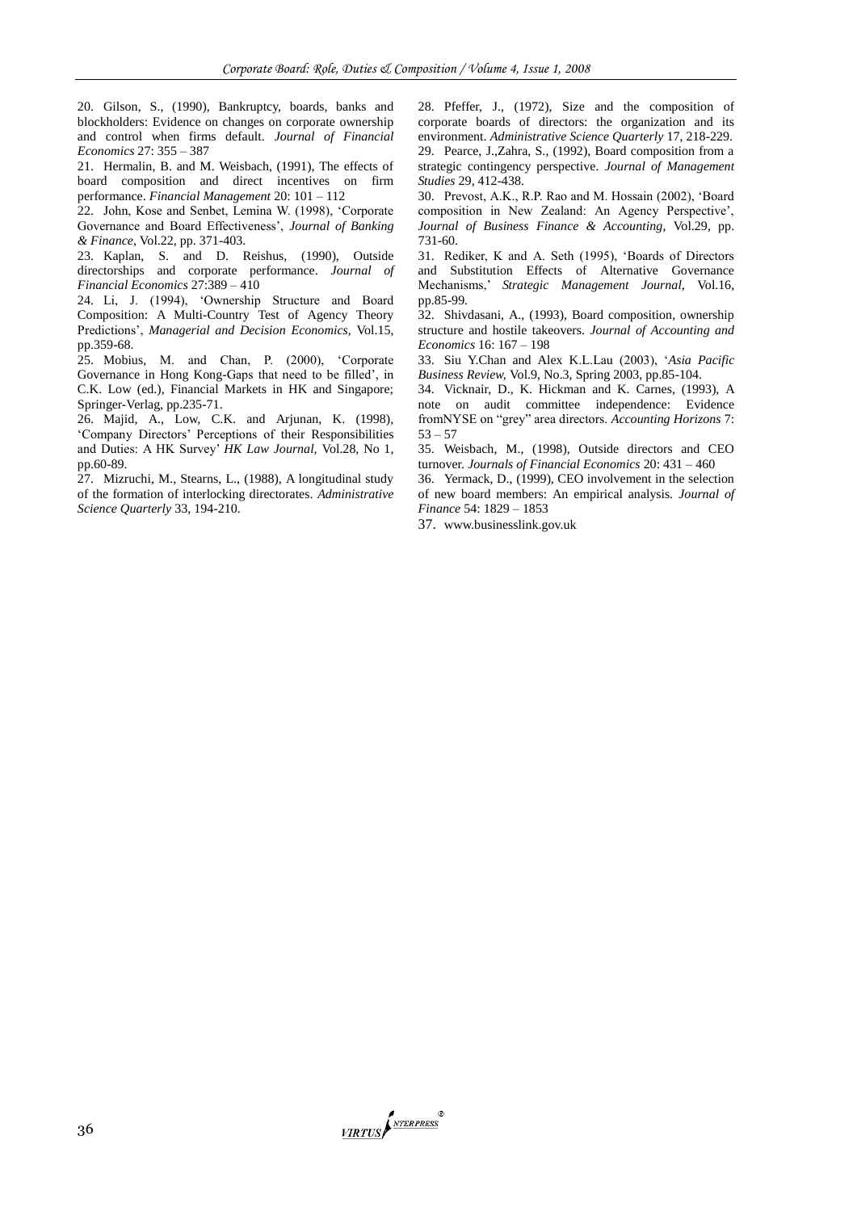20. Gilson, S., (1990), Bankruptcy, boards, banks and blockholders: Evidence on changes on corporate ownership and control when firms default. *Journal of Financial Economics* 27: 355 – 387

21. Hermalin, B. and M. Weisbach, (1991), The effects of board composition and direct incentives on firm performance. *Financial Management* 20: 101 – 112

22. John, Kose and Senbet, Lemina W. (1998), 'Corporate Governance and Board Effectiveness', *Journal of Banking & Finance*, Vol.22, pp. 371-403.

23. Kaplan, S. and D. Reishus, (1990), Outside directorships and corporate performance. *Journal of Financial Economics* 27:389 – 410

24. Li, J. (1994), 'Ownership Structure and Board Composition: A Multi-Country Test of Agency Theory Predictions', *Managerial and Decision Economics,* Vol.15, pp.359-68.

25. Mobius, M. and Chan, P. (2000), 'Corporate Governance in Hong Kong-Gaps that need to be filled', in C.K. Low (ed.), Financial Markets in HK and Singapore; Springer-Verlag, pp.235-71.

26. Majid, A., Low, C.K. and Arjunan, K. (1998), 'Company Directors' Perceptions of their Responsibilities and Duties: A HK Survey' *HK Law Journal,* Vol.28, No 1, pp.60-89.

27. Mizruchi, M., Stearns, L., (1988), A longitudinal study of the formation of interlocking directorates. *Administrative Science Quarterly* 33, 194-210.

28. Pfeffer, J., (1972), Size and the composition of corporate boards of directors: the organization and its environment. *Administrative Science Quarterly* 17, 218-229.

29. Pearce, J.,Zahra, S., (1992), Board composition from a strategic contingency perspective. *Journal of Management Studies* 29, 412-438.

30. Prevost, A.K., R.P. Rao and M. Hossain (2002), 'Board composition in New Zealand: An Agency Perspective', *Journal of Business Finance & Accounting*, Vol.29, pp. 731-60.

31. Rediker, K and A. Seth (1995), 'Boards of Directors and Substitution Effects of Alternative Governance Mechanisms,' *Strategic Management Journal*, Vol.16, pp.85-99.

32. Shivdasani, A., (1993), Board composition, ownership structure and hostile takeovers. *Journal of Accounting and Economics* 16: 167 – 198

33. Siu Y.Chan and Alex K.L.Lau (2003), '*Asia Pacific Business Review,* Vol.9, No.3, Spring 2003, pp.85-104.

34. Vicknair, D., K. Hickman and K. Carnes, (1993), A note on audit committee independence: Evidence fromNYSE on "grey" area directors. *Accounting Horizons* 7: 53 – 57

35. Weisbach, M., (1998), Outside directors and CEO turnover. *Journals of Financial Economics* 20: 431 – 460

36. Yermack, D., (1999), CEO involvement in the selection of new board members: An empirical analysis. *Journal of Finance* 54: 1829 – 1853

37. www.businesslink.gov.uk